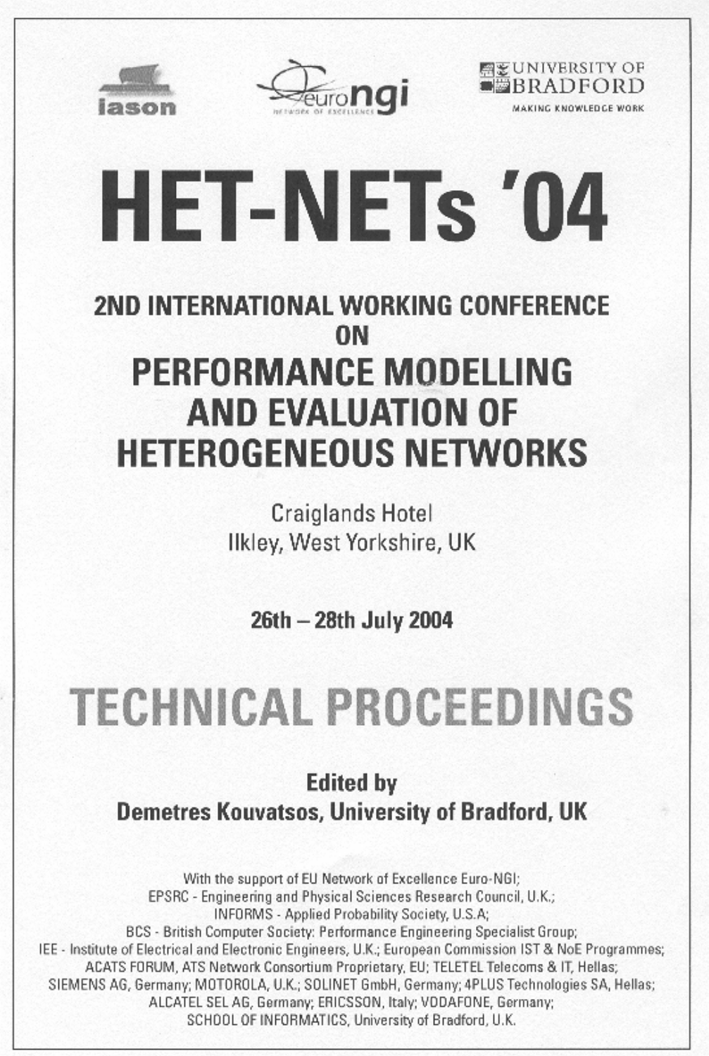iason

euro ngi
NETWORK OF EXCELLENCE

UNIVERSITY OF BRADFORD
MAKING KNOWLEDGE WORK

# HET-NETs '04

## 2ND INTERNATIONAL WORKING CONFERENCE ON

## PERFORMANCE MODELLING AND EVALUATION OF HETEROGENEOUS NETWORKS

Craiglands Hotel
Ilkley, West Yorkshire, UK

**26th – 28th July 2004**

# TECHNICAL PROCEEDINGS

**Edited by**
**Demetres Kouvatsos, University of Bradford, UK**

With the support of EU Network of Excellence Euro-NGI;
EPSRC - Engineering and Physical Sciences Research Council, U.K.;
INFORMS - Applied Probability Society, U.S.A;
BCS - British Computer Society: Performance Engineering Specialist Group;
IEE - Institute of Electrical and Electronic Engineers, U.K.; European Commission IST & NoE Programmes;
ACATS FORUM, ATS Network Consortium Proprietary, EU; TELETEL Telecoms & IT, Hellas;
SIEMENS AG, Germany; MOTOROLA, U.K.; SOLINET GmbH, Germany; 4PLUS Technologies SA, Hellas;
ALCATEL SEL AG, Germany; ERICSSON, Italy; VODAFONE, Germany;
SCHOOL OF INFORMATICS, University of Bradford, U.K.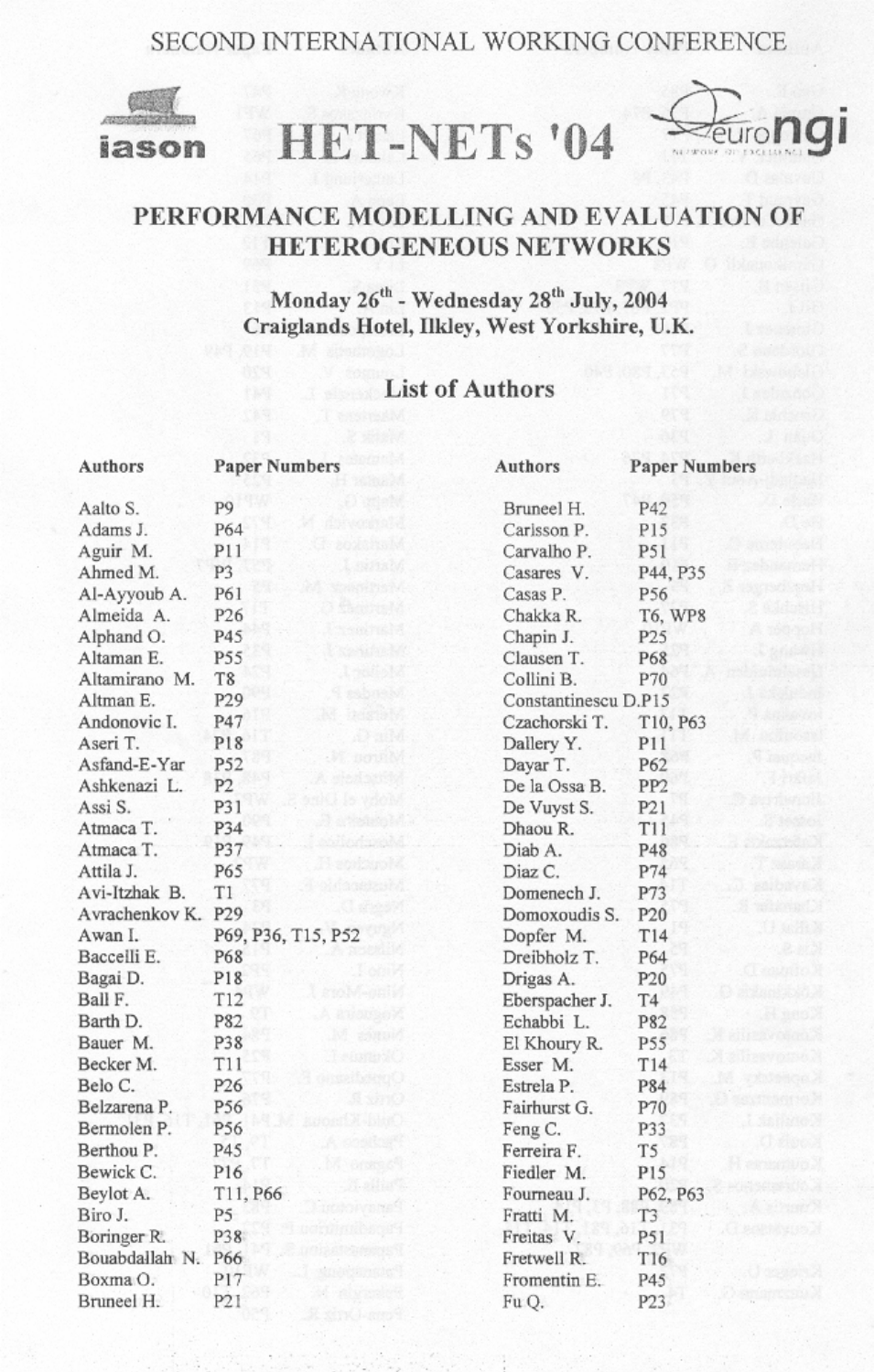SECOND INTERNATIONAL WORKING CONFERENCE

# HET-NETs '04

## PERFORMANCE MODELLING AND EVALUATION OF HETEROGENEOUS NETWORKS

**Monday 26th - Wednesday 28th July, 2004**
**Craiglands Hotel, Ilkley, West Yorkshire, U.K.**

## List of Authors

| Authors | Paper Numbers |
|---|---|
| Aalto S. | P9 |
| Adams J. | P64 |
| Aguir M. | P11 |
| Ahmed M. | P3 |
| Al-Ayyoub A. | P61 |
| Almeida A. | P26 |
| Alphand O. | P45 |
| Altaman E. | P55 |
| Altamirano M. | T8 |
| Altman E. | P29 |
| Andonovic I. | P47 |
| Aseri T. | P18 |
| Asfand-E-Yar | P52 |
| Ashkenazi L. | P2 |
| Assi S. | P31 |
| Atmaca T. | P34 |
| Atmaca T. | P37 |
| Attila J. | P65 |
| Avi-Itzhak B. | T1 |
| Avrachenkov K. | P29 |
| Awan I. | P69, P36, T15, P52 |
| Baccelli E. | P68 |
| Bagai D. | P18 |
| Ball F. | T12 |
| Barth D. | P82 |
| Bauer M. | P38 |
| Becker M. | T11 |
| Belo C. | P26 |
| Belzarena P. | P56 |
| Bermolen P. | P56 |
| Berthou P. | P45 |
| Bewick C. | P16 |
| Beylot A. | T11, P66 |
| Biro J. | P5 |
| Boringer R. | P38 |
| Bouabdallah N. | P66 |
| Boxma O. | P17 |
| Bruneel H. | P21 |
| Bruneel H. | P42 |
| Carlsson P. | P15 |
| Carvalho P. | P51 |
| Casares V. | P44, P35 |
| Casas P. | P56 |
| Chakka R. | T6, WP8 |
| Chapin J. | P25 |
| Clausen T. | P68 |
| Collini B. | P70 |
| Constantinescu D. | P15 |
| Czachorski T. | T10, P63 |
| Dallery Y. | P11 |
| Dayar T. | P62 |
| De la Ossa B. | PP2 |
| De Vuyst S. | P21 |
| Dhaou R. | T11 |
| Diab A. | P48 |
| Diaz C. | P74 |
| Domenech J. | P73 |
| Domoxoudis S. | P20 |
| Dopfer M. | T14 |
| Dreibholz T. | P64 |
| Drigas A. | P20 |
| Eberspacher J. | T4 |
| Echabbi L. | P82 |
| El Khoury R. | P55 |
| Esser M. | T14 |
| Estrela P. | P84 |
| Fairhurst G. | P70 |
| Feng C. | P33 |
| Ferreira F. | T5 |
| Fiedler M. | P15 |
| Fourneau J. | P62, P63 |
| Fratti M. | T3 |
| Freitas V. | P51 |
| Fretwell R. | T16 |
| Fromentin E. | P45 |
| Fu Q. | P23 |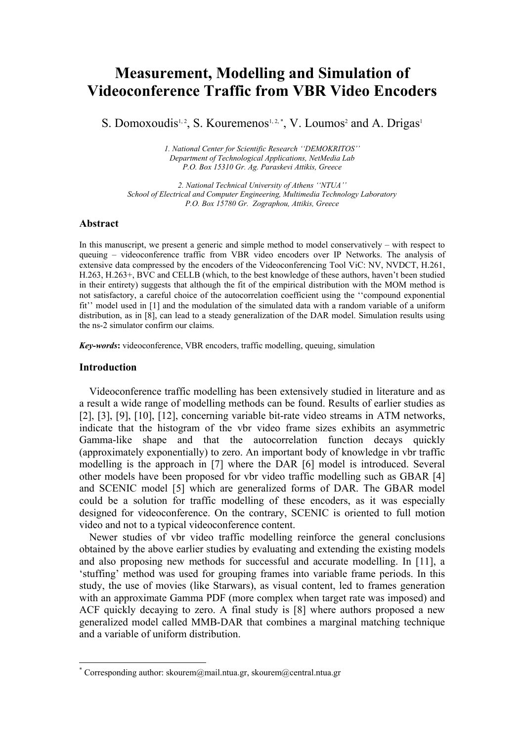# Measurement, Modelling and Simulation of Videoconference Traffic from VBR Video Encoders

S. Domoxoudis[1, 2], S. Kouremenos[1, 2, *], V. Loumos[2] and A. Drigas[1]

*1. National Center for Scientific Research ''DEMOKRITOS''*
*Department of Technological Applications, NetMedia Lab*
*P.O. Box 15310 Gr. Ag. Paraskevi Attikis, Greece*

*2. National Technical University of Athens ''NTUA''*
*School of Electrical and Computer Engineering, Multimedia Technology Laboratory*
*P.O. Box 15780 Gr. Zographou, Attikis, Greece*

### Abstract

In this manuscript, we present a generic and simple method to model conservatively – with respect to queuing – videoconference traffic from VBR video encoders over IP Networks. The analysis of extensive data compressed by the encoders of the Videoconferencing Tool ViC: NV, NVDCT, H.261, H.263, H.263+, BVC and CELLB (which, to the best knowledge of these authors, haven't been studied in their entirety) suggests that although the fit of the empirical distribution with the MOM method is not satisfactory, a careful choice of the autocorrelation coefficient using the ''compound exponential fit'' model used in [1] and the modulation of the simulated data with a random variable of a uniform distribution, as in [8], can lead to a steady generalization of the DAR model. Simulation results using the ns-2 simulator confirm our claims.

***Key-words***: videoconference, VBR encoders, traffic modelling, queuing, simulation

### Introduction

Videoconference traffic modelling has been extensively studied in literature and as a result a wide range of modelling methods can be found. Results of earlier studies as [2], [3], [9], [10], [12], concerning variable bit-rate video streams in ATM networks, indicate that the histogram of the vbr video frame sizes exhibits an asymmetric Gamma-like shape and that the autocorrelation function decays quickly (approximately exponentially) to zero. An important body of knowledge in vbr traffic modelling is the approach in [7] where the DAR [6] model is introduced. Several other models have been proposed for vbr video traffic modelling such as GBAR [4] and SCENIC model [5] which are generalized forms of DAR. The GBAR model could be a solution for traffic modelling of these encoders, as it was especially designed for videoconference. On the contrary, SCENIC is oriented to full motion video and not to a typical videoconference content.

Newer studies of vbr video traffic modelling reinforce the general conclusions obtained by the above earlier studies by evaluating and extending the existing models and also proposing new methods for successful and accurate modelling. In [11], a 'stuffing' method was used for grouping frames into variable frame periods. In this study, the use of movies (like Starwars), as visual content, led to frames generation with an approximate Gamma PDF (more complex when target rate was imposed) and ACF quickly decaying to zero. A final study is [8] where authors proposed a new generalized model called MMB-DAR that combines a marginal matching technique and a variable of uniform distribution.

* Corresponding author: skourem@mail.ntua.gr, skourem@central.ntua.gr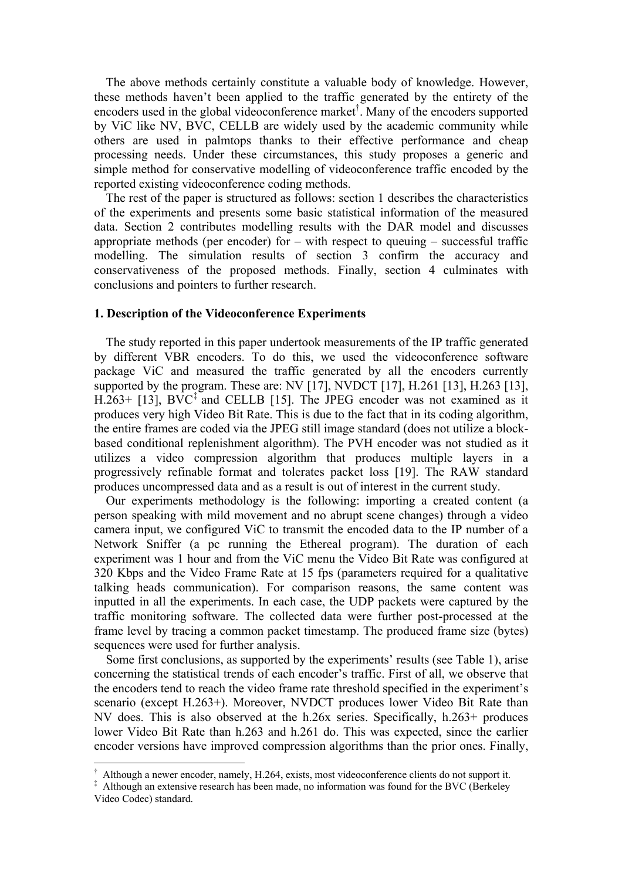The above methods certainly constitute a valuable body of knowledge. However, these methods haven't been applied to the traffic generated by the entirety of the encoders used in the global videoconference market[†]. Many of the encoders supported by ViC like NV, BVC, CELLB are widely used by the academic community while others are used in palmtops thanks to their effective performance and cheap processing needs. Under these circumstances, this study proposes a generic and simple method for conservative modelling of videoconference traffic encoded by the reported existing videoconference coding methods.

The rest of the paper is structured as follows: section 1 describes the characteristics of the experiments and presents some basic statistical information of the measured data. Section 2 contributes modelling results with the DAR model and discusses appropriate methods (per encoder) for – with respect to queuing – successful traffic modelling. The simulation results of section 3 confirm the accuracy and conservativeness of the proposed methods. Finally, section 4 culminates with conclusions and pointers to further research.

## 1. Description of the Videoconference Experiments

The study reported in this paper undertook measurements of the IP traffic generated by different VBR encoders. To do this, we used the videoconference software package ViC and measured the traffic generated by all the encoders currently supported by the program. These are: NV [17], NVDCT [17], H.261 [13], H.263 [13], H.263+ [13], BVC[‡] and CELLB [15]. The JPEG encoder was not examined as it produces very high Video Bit Rate. This is due to the fact that in its coding algorithm, the entire frames are coded via the JPEG still image standard (does not utilize a block-based conditional replenishment algorithm). The PVH encoder was not studied as it utilizes a video compression algorithm that produces multiple layers in a progressively refinable format and tolerates packet loss [19]. The RAW standard produces uncompressed data and as a result is out of interest in the current study.

Our experiments methodology is the following: importing a created content (a person speaking with mild movement and no abrupt scene changes) through a video camera input, we configured ViC to transmit the encoded data to the IP number of a Network Sniffer (a pc running the Ethereal program). The duration of each experiment was 1 hour and from the ViC menu the Video Bit Rate was configured at 320 Kbps and the Video Frame Rate at 15 fps (parameters required for a qualitative talking heads communication). For comparison reasons, the same content was inputted in all the experiments. In each case, the UDP packets were captured by the traffic monitoring software. The collected data were further post-processed at the frame level by tracing a common packet timestamp. The produced frame size (bytes) sequences were used for further analysis.

Some first conclusions, as supported by the experiments' results (see Table 1), arise concerning the statistical trends of each encoder's traffic. First of all, we observe that the encoders tend to reach the video frame rate threshold specified in the experiment's scenario (except H.263+). Moreover, NVDCT produces lower Video Bit Rate than NV does. This is also observed at the h.26x series. Specifically, h.263+ produces lower Video Bit Rate than h.263 and h.261 do. This was expected, since the earlier encoder versions have improved compression algorithms than the prior ones. Finally,

---

[†] Although a newer encoder, namely, H.264, exists, most videoconference clients do not support it.

[‡] Although an extensive research has been made, no information was found for the BVC (Berkeley Video Codec) standard.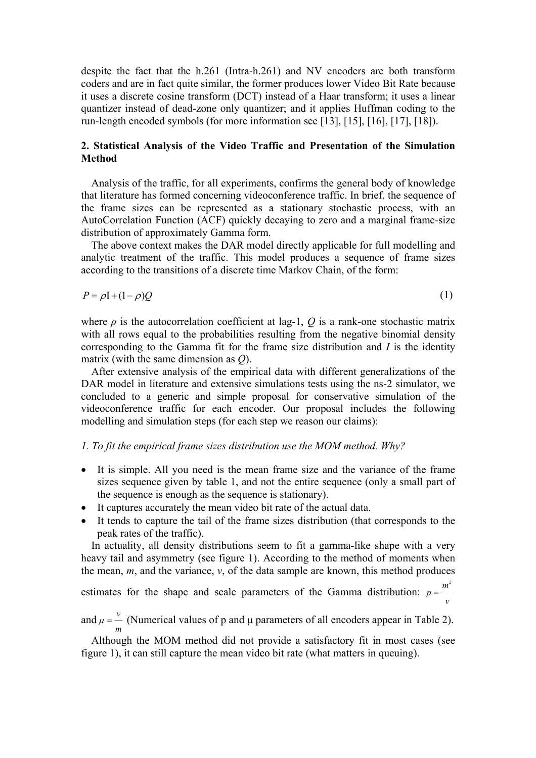despite the fact that the h.261 (Intra-h.261) and NV encoders are both transform coders and are in fact quite similar, the former produces lower Video Bit Rate because it uses a discrete cosine transform (DCT) instead of a Haar transform; it uses a linear quantizer instead of dead-zone only quantizer; and it applies Huffman coding to the run-length encoded symbols (for more information see [13], [15], [16], [17], [18]).

## 2. Statistical Analysis of the Video Traffic and Presentation of the Simulation Method

Analysis of the traffic, for all experiments, confirms the general body of knowledge that literature has formed concerning videoconference traffic. In brief, the sequence of the frame sizes can be represented as a stationary stochastic process, with an AutoCorrelation Function (ACF) quickly decaying to zero and a marginal frame-size distribution of approximately Gamma form.

The above context makes the DAR model directly applicable for full modelling and analytic treatment of the traffic. This model produces a sequence of frame sizes according to the transitions of a discrete time Markov Chain, of the form:

$$P = \rho \mathrm{I} + (1-\rho)Q \tag{1}$$

where $\rho$ is the autocorrelation coefficient at lag-1, $Q$ is a rank-one stochastic matrix with all rows equal to the probabilities resulting from the negative binomial density corresponding to the Gamma fit for the frame size distribution and $I$ is the identity matrix (with the same dimension as $Q$).

After extensive analysis of the empirical data with different generalizations of the DAR model in literature and extensive simulations tests using the ns-2 simulator, we concluded to a generic and simple proposal for conservative simulation of the videoconference traffic for each encoder. Our proposal includes the following modelling and simulation steps (for each step we reason our claims):

*1. To fit the empirical frame sizes distribution use the MOM method. Why?*

- It is simple. All you need is the mean frame size and the variance of the frame sizes sequence given by table 1, and not the entire sequence (only a small part of the sequence is enough as the sequence is stationary).
- It captures accurately the mean video bit rate of the actual data.
- It tends to capture the tail of the frame sizes distribution (that corresponds to the peak rates of the traffic).

In actuality, all density distributions seem to fit a gamma-like shape with a very heavy tail and asymmetry (see figure 1). According to the method of moments when the mean, $m$, and the variance, $v$, of the data sample are known, this method produces estimates for the shape and scale parameters of the Gamma distribution: $p = \frac{m^2}{v}$ and $\mu = \frac{v}{m}$ (Numerical values of p and μ parameters of all encoders appear in Table 2).

Although the MOM method did not provide a satisfactory fit in most cases (see figure 1), it can still capture the mean video bit rate (what matters in queuing).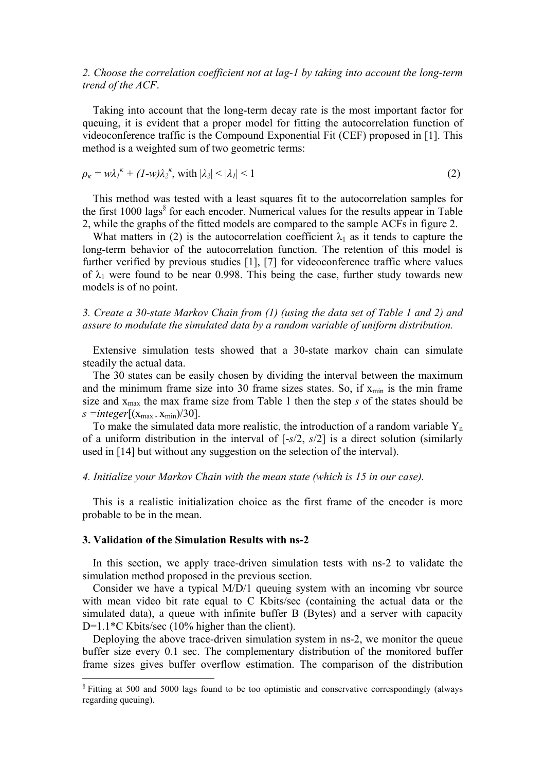*2. Choose the correlation coefficient not at lag-1 by taking into account the long-term trend of the ACF.*

Taking into account that the long-term decay rate is the most important factor for queuing, it is evident that a proper model for fitting the autocorrelation function of videoconference traffic is the Compound Exponential Fit (CEF) proposed in [1]. This method is a weighted sum of two geometric terms:

$$\rho_\kappa = w\lambda_1^{\kappa} + (1-w)\lambda_2^{\kappa}, \text{ with } |\lambda_2| < |\lambda_1| < 1 \tag{2}$$

This method was tested with a least squares fit to the autocorrelation samples for the first 1000 lags[§] for each encoder. Numerical values for the results appear in Table 2, while the graphs of the fitted models are compared to the sample ACFs in figure 2.

What matters in (2) is the autocorrelation coefficient $\lambda_1$ as it tends to capture the long-term behavior of the autocorrelation function. The retention of this model is further verified by previous studies [1], [7] for videoconference traffic where values of $\lambda_1$ were found to be near 0.998. This being the case, further study towards new models is of no point.

*3. Create a 30-state Markov Chain from (1) (using the data set of Table 1 and 2) and assure to modulate the simulated data by a random variable of uniform distribution.*

Extensive simulation tests showed that a 30-state markov chain can simulate steadily the actual data.

The 30 states can be easily chosen by dividing the interval between the maximum and the minimum frame size into 30 frame sizes states. So, if $x_{min}$ is the min frame size and $x_{max}$ the max frame size from Table 1 then the step *s* of the states should be $s = integer[(x_{max} - x_{min})/30]$.

To make the simulated data more realistic, the introduction of a random variable $Y_n$ of a uniform distribution in the interval of $[-s/2, s/2]$ is a direct solution (similarly used in [14] but without any suggestion on the selection of the interval).

*4. Initialize your Markov Chain with the mean state (which is 15 in our case).*

This is a realistic initialization choice as the first frame of the encoder is more probable to be in the mean.

### 3. Validation of the Simulation Results with ns-2

In this section, we apply trace-driven simulation tests with ns-2 to validate the simulation method proposed in the previous section.

Consider we have a typical M/D/1 queuing system with an incoming vbr source with mean video bit rate equal to C Kbits/sec (containing the actual data or the simulated data), a queue with infinite buffer B (Bytes) and a server with capacity D=1.1*C Kbits/sec (10% higher than the client).

Deploying the above trace-driven simulation system in ns-2, we monitor the queue buffer size every 0.1 sec. The complementary distribution of the monitored buffer frame sizes gives buffer overflow estimation. The comparison of the distribution

[§] Fitting at 500 and 5000 lags found to be too optimistic and conservative correspondingly (always regarding queuing).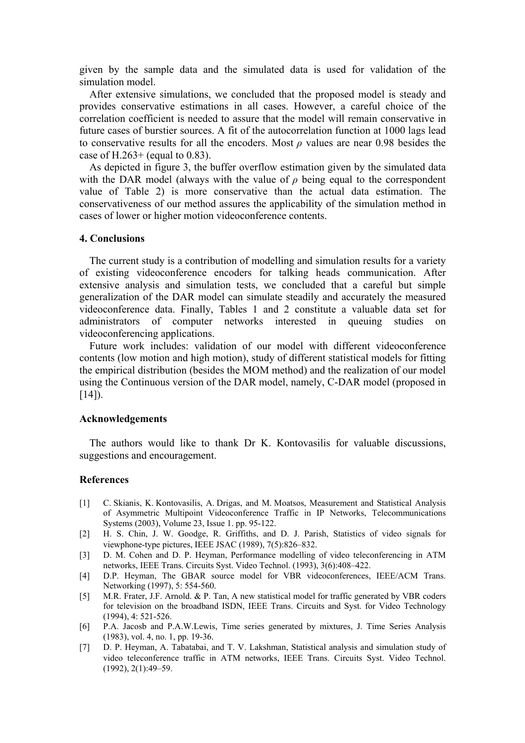given by the sample data and the simulated data is used for validation of the simulation model.

After extensive simulations, we concluded that the proposed model is steady and provides conservative estimations in all cases. However, a careful choice of the correlation coefficient is needed to assure that the model will remain conservative in future cases of burstier sources. A fit of the autocorrelation function at 1000 lags lead to conservative results for all the encoders. Most $\rho$ values are near 0.98 besides the case of H.263+ (equal to 0.83).

As depicted in figure 3, the buffer overflow estimation given by the simulated data with the DAR model (always with the value of $\rho$ being equal to the correspondent value of Table 2) is more conservative than the actual data estimation. The conservativeness of our method assures the applicability of the simulation method in cases of lower or higher motion videoconference contents.

## 4. Conclusions

The current study is a contribution of modelling and simulation results for a variety of existing videoconference encoders for talking heads communication. After extensive analysis and simulation tests, we concluded that a careful but simple generalization of the DAR model can simulate steadily and accurately the measured videoconference data. Finally, Tables 1 and 2 constitute a valuable data set for administrators of computer networks interested in queuing studies on videoconferencing applications.

Future work includes: validation of our model with different videoconference contents (low motion and high motion), study of different statistical models for fitting the empirical distribution (besides the MOM method) and the realization of our model using the Continuous version of the DAR model, namely, C-DAR model (proposed in [14]).

## Acknowledgements

The authors would like to thank Dr K. Kontovasilis for valuable discussions, suggestions and encouragement.

## References

[1] C. Skianis, K. Kontovasilis, A. Drigas, and M. Moatsos, Measurement and Statistical Analysis of Asymmetric Multipoint Videoconference Traffic in IP Networks, Telecommunications Systems (2003), Volume 23, Issue 1. pp. 95-122.

[2] H. S. Chin, J. W. Goodge, R. Griffiths, and D. J. Parish, Statistics of video signals for viewphone-type pictures, IEEE JSAC (1989), 7(5):826–832.

[3] D. M. Cohen and D. P. Heyman, Performance modelling of video teleconferencing in ATM networks, IEEE Trans. Circuits Syst. Video Technol. (1993), 3(6):408–422.

[4] D.P. Heyman, The GBAR source model for VBR videoconferences, IEEE/ACM Trans. Networking (1997), 5: 554-560.

[5] M.R. Frater, J.F. Arnold. & P. Tan, A new statistical model for traffic generated by VBR coders for television on the broadband ISDN, IEEE Trans. Circuits and Syst. for Video Technology (1994), 4: 521-526.

[6] P.A. Jacosb and P.A.W.Lewis, Time series generated by mixtures, J. Time Series Analysis (1983), vol. 4, no. 1, pp. 19-36.

[7] D. P. Heyman, A. Tabatabai, and T. V. Lakshman, Statistical analysis and simulation study of video teleconference traffic in ATM networks, IEEE Trans. Circuits Syst. Video Technol. (1992), 2(1):49–59.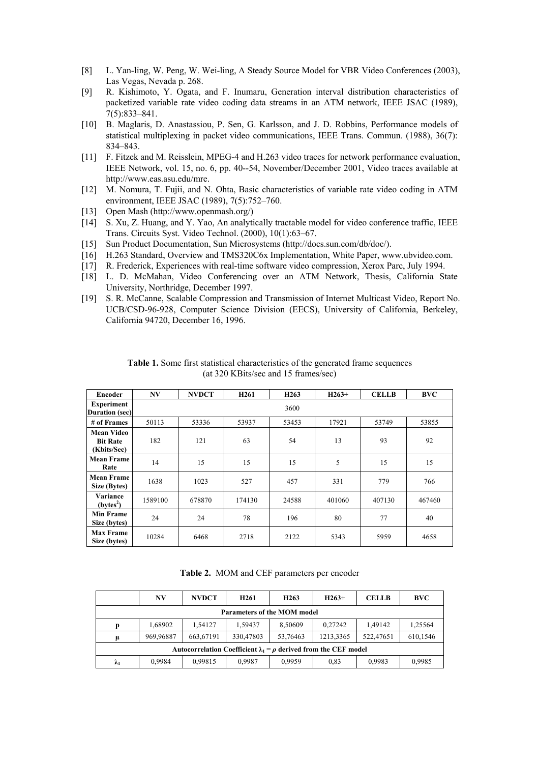[8] L. Yan-ling, W. Peng, W. Wei-ling, A Steady Source Model for VBR Video Conferences (2003), Las Vegas, Nevada p. 268.

[9] R. Kishimoto, Y. Ogata, and F. Inumaru, Generation interval distribution characteristics of packetized variable rate video coding data streams in an ATM network, IEEE JSAC (1989), 7(5):833–841.

[10] B. Maglaris, D. Anastassiou, P. Sen, G. Karlsson, and J. D. Robbins, Performance models of statistical multiplexing in packet video communications, IEEE Trans. Commun. (1988), 36(7): 834–843.

[11] F. Fitzek and M. Reisslein, MPEG-4 and H.263 video traces for network performance evaluation, IEEE Network, vol. 15, no. 6, pp. 40--54, November/December 2001, Video traces available at http://www.eas.asu.edu/mre.

[12] M. Nomura, T. Fujii, and N. Ohta, Basic characteristics of variable rate video coding in ATM environment, IEEE JSAC (1989), 7(5):752–760.

[13] Open Mash (http://www.openmash.org/)

[14] S. Xu, Z. Huang, and Y. Yao, An analytically tractable model for video conference traffic, IEEE Trans. Circuits Syst. Video Technol. (2000), 10(1):63–67.

[15] Sun Product Documentation, Sun Microsystems (http://docs.sun.com/db/doc/).

[16] H.263 Standard, Overview and TMS320C6x Implementation, White Paper, www.ubvideo.com.

[17] R. Frederick, Experiences with real-time software video compression, Xerox Parc, July 1994.

[18] L. D. McMahan, Video Conferencing over an ATM Network, Thesis, California State University, Northridge, December 1997.

[19] S. R. McCanne, Scalable Compression and Transmission of Internet Multicast Video, Report No. UCB/CSD-96-928, Computer Science Division (EECS), University of California, Berkeley, California 94720, December 16, 1996.

**Table 1.** Some first statistical characteristics of the generated frame sequences (at 320 KBits/sec and 15 frames/sec)

| Encoder | NV | NVDCT | H261 | H263 | H263+ | CELLB | BVC |
|---|---|---|---|---|---|---|---|
| Experiment Duration (sec) | 3600 | | | | | | |
| # of Frames | 50113 | 53336 | 53937 | 53453 | 17921 | 53749 | 53855 |
| Mean Video Bit Rate (Kbits/Sec) | 182 | 121 | 63 | 54 | 13 | 93 | 92 |
| Mean Frame Rate | 14 | 15 | 15 | 15 | 5 | 15 | 15 |
| Mean Frame Size (Bytes) | 1638 | 1023 | 527 | 457 | 331 | 779 | 766 |
| Variance ($bytes^2$) | 1589100 | 678870 | 174130 | 24588 | 401060 | 407130 | 467460 |
| Min Frame Size (bytes) | 24 | 24 | 78 | 196 | 80 | 77 | 40 |
| Max Frame Size (bytes) | 10284 | 6468 | 2718 | 2122 | 5343 | 5959 | 4658 |

**Table 2.** MOM and CEF parameters per encoder

| | NV | NVDCT | H261 | H263 | H263+ | CELLB | BVC |
|---|---|---|---|---|---|---|---|
| **Parameters of the MOM model** | | | | | | | |
| p | 1,68902 | 1,54127 | 1,59437 | 8,50609 | 0,27242 | 1,49142 | 1,25564 |
| μ | 969,96887 | 663,67191 | 330,47803 | 53,76463 | 1213,3365 | 522,47651 | 610,1546 |
| **Autocorrelation Coefficient $\lambda_1 = \rho$ derived from the CEF model** | | | | | | | |
| $\lambda_1$ | 0,9984 | 0,99815 | 0,9987 | 0,9959 | 0,83 | 0,9983 | 0,9985 |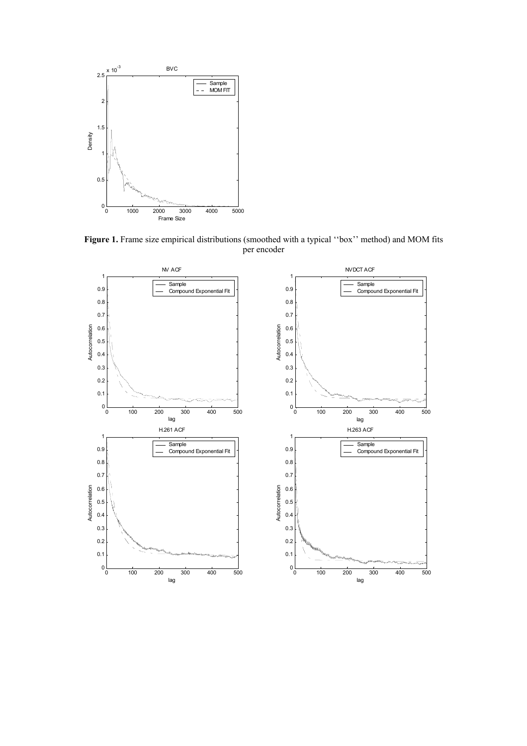**Figure 1.** Frame size empirical distributions (smoothed with a typical ''box'' method) and MOM fits per encoder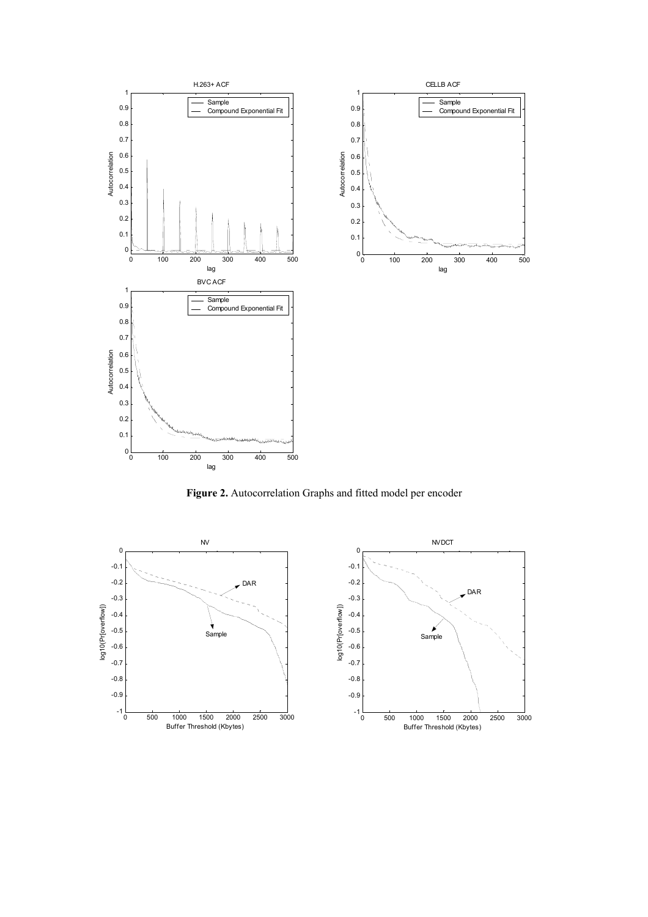**Figure 2.** Autocorrelation Graphs and fitted model per encoder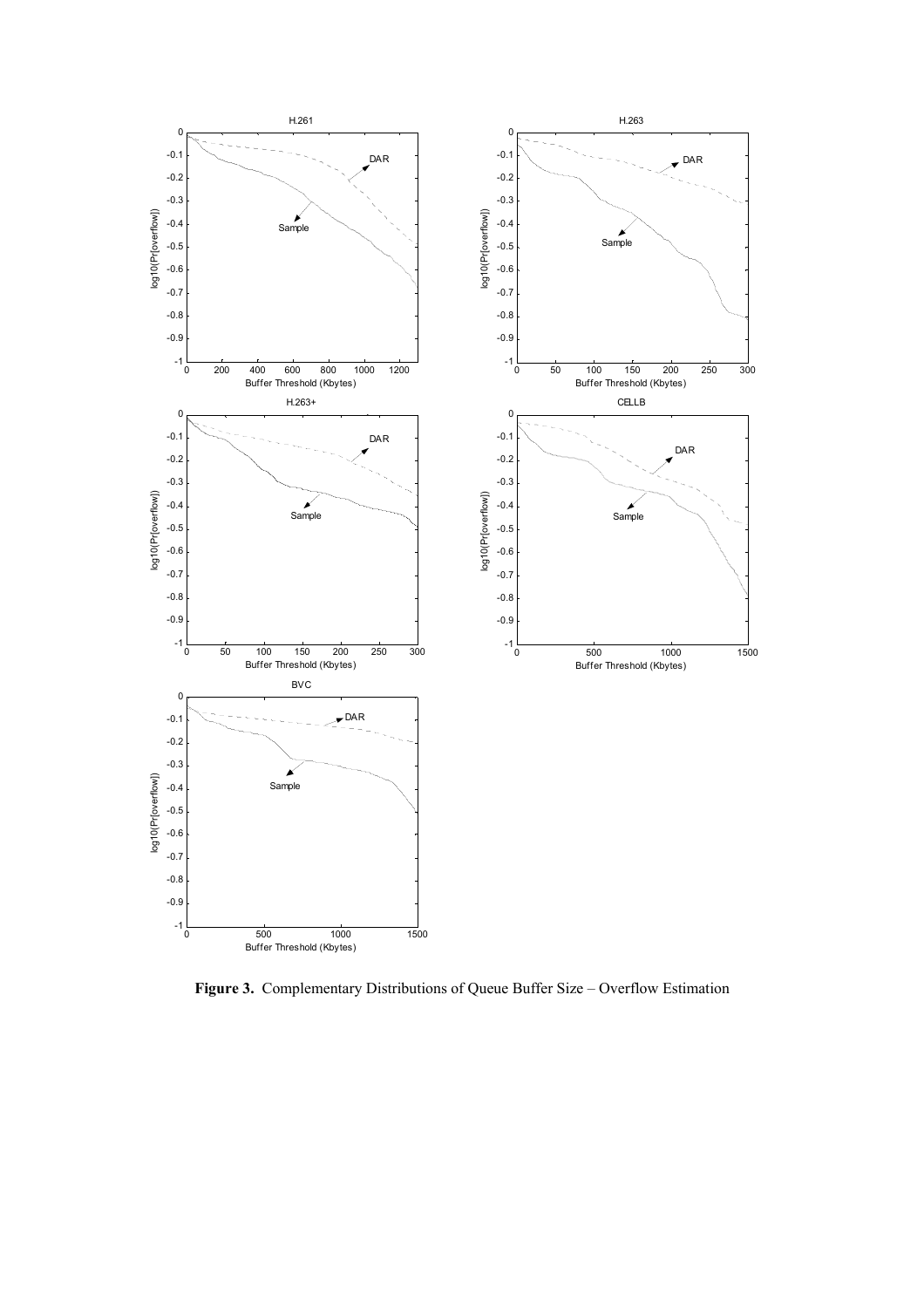H.261

DAR

Sample

log10(Pr[overflow])

Buffer Threshold (Kbytes)

0 200 400 600 800 1000 1200

0 -0.1 -0.2 -0.3 -0.4 -0.5 -0.6 -0.7 -0.8 -0.9 -1

H.263

DAR

Sample

log10(Pr[overflow])

Buffer Threshold (Kbytes)

0 50 100 150 200 250 300

0 -0.1 -0.2 -0.3 -0.4 -0.5 -0.6 -0.7 -0.8 -0.9 -1

H.263+

DAR

Sample

log10(Pr[overflow])

Buffer Threshold (Kbytes)

0 50 100 150 200 250 300

0 -0.1 -0.2 -0.3 -0.4 -0.5 -0.6 -0.7 -0.8 -0.9 -1

CELLB

DAR

Sample

log10(Pr[overflow])

Buffer Threshold (Kbytes)

0 500 1000 1500

0 -0.1 -0.2 -0.3 -0.4 -0.5 -0.6 -0.7 -0.8 -0.9 -1

BVC

DAR

Sample

log10(Pr[overflow])

Buffer Threshold (Kbytes)

0 500 1000 1500

0 -0.1 -0.2 -0.3 -0.4 -0.5 -0.6 -0.7 -0.8 -0.9 -1

**Figure 3.** Complementary Distributions of Queue Buffer Size – Overflow Estimation